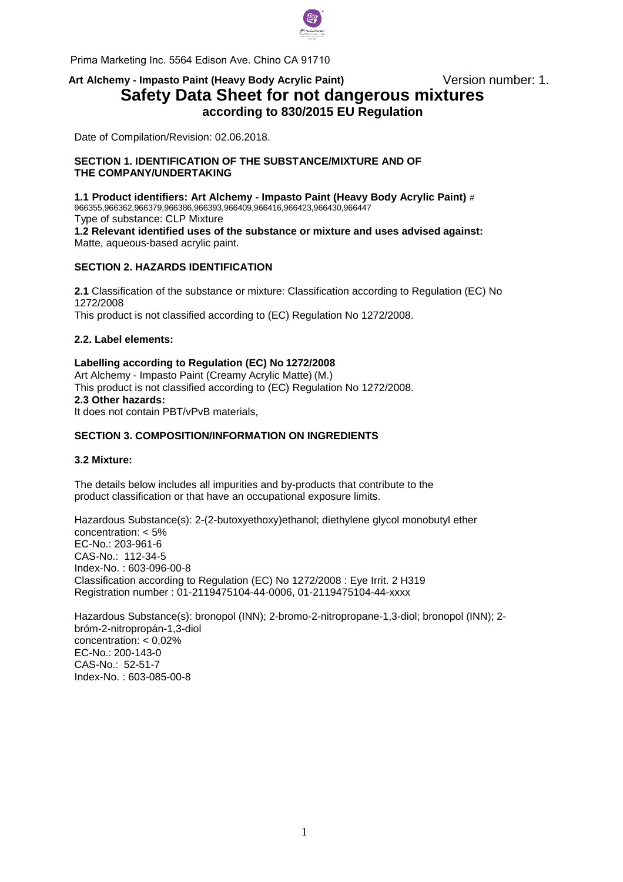Prima Marketing Inc. 5564 Edison Ave. Chino CA 91710

**Art Alchemy - Impasto Paint (Heavy Body Acrylic Paint)** Version number: 1.

# Safety Data Sheet for not dangerous mixtures

## according to 830/2015 EU Regulation

Date of Compilation/Revision: 02.06.2018.

### SECTION 1. IDENTIFICATION OF THE SUBSTANCE/MIXTURE AND OF THE COMPANY/UNDERTAKING

**1.1 Product identifiers: Art Alchemy - Impasto Paint (Heavy Body Acrylic Paint)** # 966355,966362,966379,966386,966393,966409,966416,966423,966430,966447

Type of substance: CLP Mixture

**1.2 Relevant identified uses of the substance or mixture and uses advised against:**

Matte, aqueous-based acrylic paint.

### SECTION 2. HAZARDS IDENTIFICATION

**2.1** Classification of the substance or mixture: Classification according to Regulation (EC) No 1272/2008

This product is not classified according to (EC) Regulation No 1272/2008.

**2.2. Label elements:**

**Labelling according to Regulation (EC) No 1272/2008**

Art Alchemy - Impasto Paint (Creamy Acrylic Matte) (M.)

This product is not classified according to (EC) Regulation No 1272/2008.

**2.3 Other hazards:**

It does not contain PBT/vPvB materials,

### SECTION 3. COMPOSITION/INFORMATION ON INGREDIENTS

**3.2 Mixture:**

The details below includes all impurities and by-products that contribute to the product classification or that have an occupational exposure limits.

Hazardous Substance(s): 2-(2-butoxyethoxy)ethanol; diethylene glycol monobutyl ether
concentration: < 5%
EC-No.: 203-961-6
CAS-No.: 112-34-5
Index-No. : 603-096-00-8
Classification according to Regulation (EC) No 1272/2008 : Eye Irrit. 2 H319
Registration number : 01-2119475104-44-0006, 01-2119475104-44-xxxx

Hazardous Substance(s): bronopol (INN); 2-bromo-2-nitropropane-1,3-diol; bronopol (INN); 2-bróm-2-nitropropán-1,3-diol
concentration: < 0,02%
EC-No.: 200-143-0
CAS-No.: 52-51-7
Index-No. : 603-085-00-8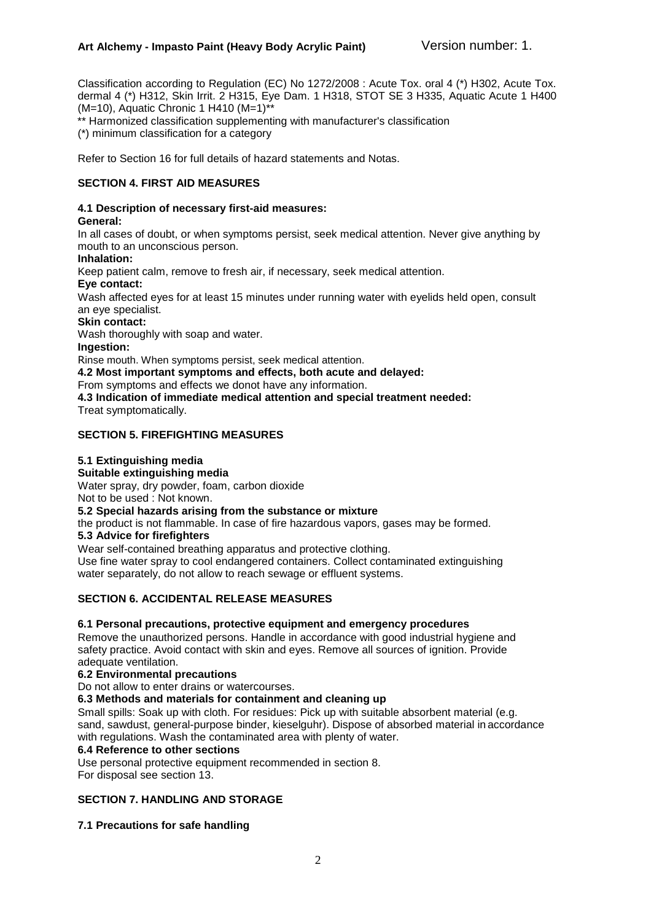Classification according to Regulation (EC) No 1272/2008 : Acute Tox. oral 4 (*) H302, Acute Tox. dermal 4 (*) H312, Skin Irrit. 2 H315, Eye Dam. 1 H318, STOT SE 3 H335, Aquatic Acute 1 H400 (M=10), Aquatic Chronic 1 H410 (M=1)**

** Harmonized classification supplementing with manufacturer's classification

(*) minimum classification for a category

Refer to Section 16 for full details of hazard statements and Notas.

## SECTION 4. FIRST AID MEASURES

### 4.1 Description of necessary first-aid measures:

**General:**

In all cases of doubt, or when symptoms persist, seek medical attention. Never give anything by mouth to an unconscious person.

**Inhalation:**

Keep patient calm, remove to fresh air, if necessary, seek medical attention.

**Eye contact:**

Wash affected eyes for at least 15 minutes under running water with eyelids held open, consult an eye specialist.

**Skin contact:**

Wash thoroughly with soap and water.

**Ingestion:**

Rinse mouth. When symptoms persist, seek medical attention.

### 4.2 Most important symptoms and effects, both acute and delayed:

From symptoms and effects we donot have any information.

### 4.3 Indication of immediate medical attention and special treatment needed:

Treat symptomatically.

## SECTION 5. FIREFIGHTING MEASURES

### 5.1 Extinguishing media

**Suitable extinguishing media**

Water spray, dry powder, foam, carbon dioxide

Not to be used : Not known.

### 5.2 Special hazards arising from the substance or mixture

the product is not flammable. In case of fire hazardous vapors, gases may be formed.

### 5.3 Advice for firefighters

Wear self-contained breathing apparatus and protective clothing.

Use fine water spray to cool endangered containers. Collect contaminated extinguishing water separately, do not allow to reach sewage or effluent systems.

## SECTION 6. ACCIDENTAL RELEASE MEASURES

### 6.1 Personal precautions, protective equipment and emergency procedures

Remove the unauthorized persons. Handle in accordance with good industrial hygiene and safety practice. Avoid contact with skin and eyes. Remove all sources of ignition. Provide adequate ventilation.

### 6.2 Environmental precautions

Do not allow to enter drains or watercourses.

### 6.3 Methods and materials for containment and cleaning up

Small spills: Soak up with cloth. For residues: Pick up with suitable absorbent material (e.g. sand, sawdust, general-purpose binder, kieselguhr). Dispose of absorbed material in accordance with regulations. Wash the contaminated area with plenty of water.

### 6.4 Reference to other sections

Use personal protective equipment recommended in section 8.

For disposal see section 13.

## SECTION 7. HANDLING AND STORAGE

### 7.1 Precautions for safe handling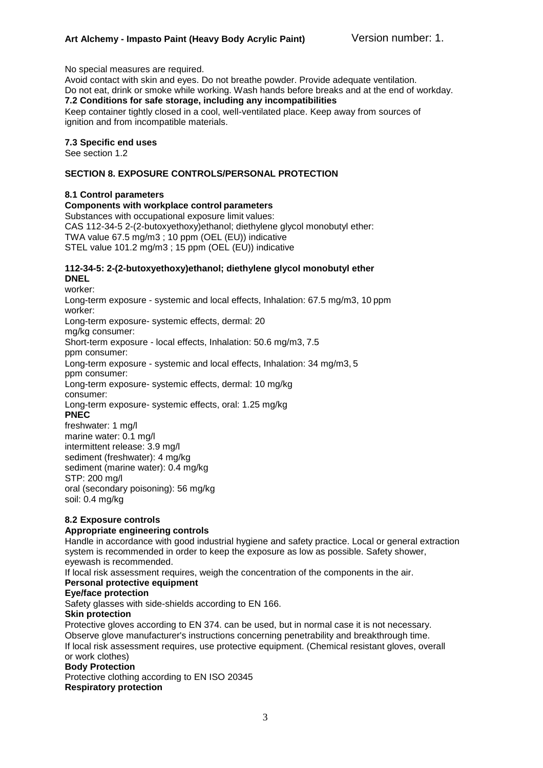No special measures are required.

Avoid contact with skin and eyes. Do not breathe powder. Provide adequate ventilation.

Do not eat, drink or smoke while working. Wash hands before breaks and at the end of workday.

**7.2 Conditions for safe storage, including any incompatibilities**

Keep container tightly closed in a cool, well-ventilated place. Keep away from sources of ignition and from incompatible materials.

**7.3 Specific end uses**

See section 1.2

## SECTION 8. EXPOSURE CONTROLS/PERSONAL PROTECTION

**8.1 Control parameters**

**Components with workplace control parameters**

Substances with occupational exposure limit values:

CAS 112-34-5 2-(2-butoxyethoxy)ethanol; diethylene glycol monobutyl ether:

TWA value 67.5 mg/m3 ; 10 ppm (OEL (EU)) indicative

STEL value 101.2 mg/m3 ; 15 ppm (OEL (EU)) indicative

**112-34-5: 2-(2-butoxyethoxy)ethanol; diethylene glycol monobutyl ether**

**DNEL**

worker:

Long-term exposure - systemic and local effects, Inhalation: 67.5 mg/m3, 10 ppm

worker:

Long-term exposure- systemic effects, dermal: 20

mg/kg consumer:

Short-term exposure - local effects, Inhalation: 50.6 mg/m3, 7.5

ppm consumer:

Long-term exposure - systemic and local effects, Inhalation: 34 mg/m3, 5

ppm consumer:

Long-term exposure- systemic effects, dermal: 10 mg/kg

consumer:

Long-term exposure- systemic effects, oral: 1.25 mg/kg

**PNEC**

freshwater: 1 mg/l

marine water: 0.1 mg/l

intermittent release: 3.9 mg/l

sediment (freshwater): 4 mg/kg

sediment (marine water): 0.4 mg/kg

STP: 200 mg/l

oral (secondary poisoning): 56 mg/kg

soil: 0.4 mg/kg

**8.2 Exposure controls**

**Appropriate engineering controls**

Handle in accordance with good industrial hygiene and safety practice. Local or general extraction system is recommended in order to keep the exposure as low as possible. Safety shower, eyewash is recommended.

If local risk assessment requires, weigh the concentration of the components in the air.

**Personal protective equipment**

**Eye/face protection**

Safety glasses with side-shields according to EN 166.

**Skin protection**

Protective gloves according to EN 374. can be used, but in normal case it is not necessary.

Observe glove manufacturer's instructions concerning penetrability and breakthrough time.

If local risk assessment requires, use protective equipment. (Chemical resistant gloves, overall or work clothes)

**Body Protection**

Protective clothing according to EN ISO 20345

**Respiratory protection**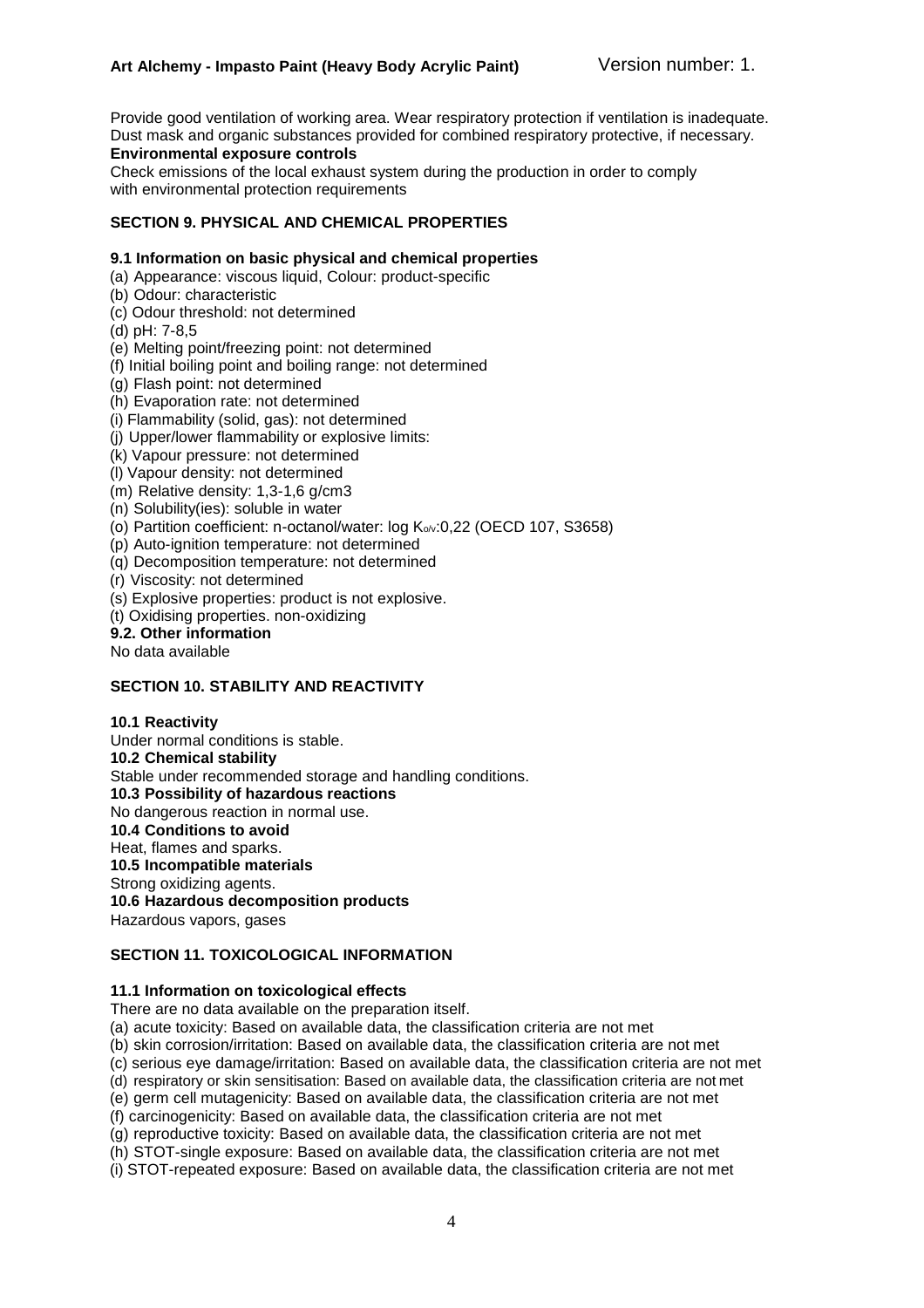Provide good ventilation of working area. Wear respiratory protection if ventilation is inadequate. Dust mask and organic substances provided for combined respiratory protective, if necessary.

**Environmental exposure controls**

Check emissions of the local exhaust system during the production in order to comply with environmental protection requirements

## SECTION 9. PHYSICAL AND CHEMICAL PROPERTIES

### 9.1 Information on basic physical and chemical properties

(a) Appearance: viscous liquid, Colour: product-specific
(b) Odour: characteristic
(c) Odour threshold: not determined
(d) pH: 7-8,5
(e) Melting point/freezing point: not determined
(f) Initial boiling point and boiling range: not determined
(g) Flash point: not determined
(h) Evaporation rate: not determined
(i) Flammability (solid, gas): not determined
(j) Upper/lower flammability or explosive limits:
(k) Vapour pressure: not determined
(l) Vapour density: not determined
(m) Relative density: 1,3-1,6 g/cm3
(n) Solubility(ies): soluble in water
(o) Partition coefficient: n-octanol/water: log $K_{o/v}$:0,22 (OECD 107, S3658)
(p) Auto-ignition temperature: not determined
(q) Decomposition temperature: not determined
(r) Viscosity: not determined
(s) Explosive properties: product is not explosive.
(t) Oxidising properties. non-oxidizing

### 9.2. Other information

No data available

## SECTION 10. STABILITY AND REACTIVITY

**10.1 Reactivity**

Under normal conditions is stable.

**10.2 Chemical stability**

Stable under recommended storage and handling conditions.

**10.3 Possibility of hazardous reactions**

No dangerous reaction in normal use.

**10.4 Conditions to avoid**

Heat, flames and sparks.

**10.5 Incompatible materials**

Strong oxidizing agents.

**10.6 Hazardous decomposition products**

Hazardous vapors, gases

## SECTION 11. TOXICOLOGICAL INFORMATION

### 11.1 Information on toxicological effects

There are no data available on the preparation itself.

(a) acute toxicity: Based on available data, the classification criteria are not met
(b) skin corrosion/irritation: Based on available data, the classification criteria are not met
(c) serious eye damage/irritation: Based on available data, the classification criteria are not met
(d) respiratory or skin sensitisation: Based on available data, the classification criteria are not met
(e) germ cell mutagenicity: Based on available data, the classification criteria are not met
(f) carcinogenicity: Based on available data, the classification criteria are not met
(g) reproductive toxicity: Based on available data, the classification criteria are not met
(h) STOT-single exposure: Based on available data, the classification criteria are not met
(i) STOT-repeated exposure: Based on available data, the classification criteria are not met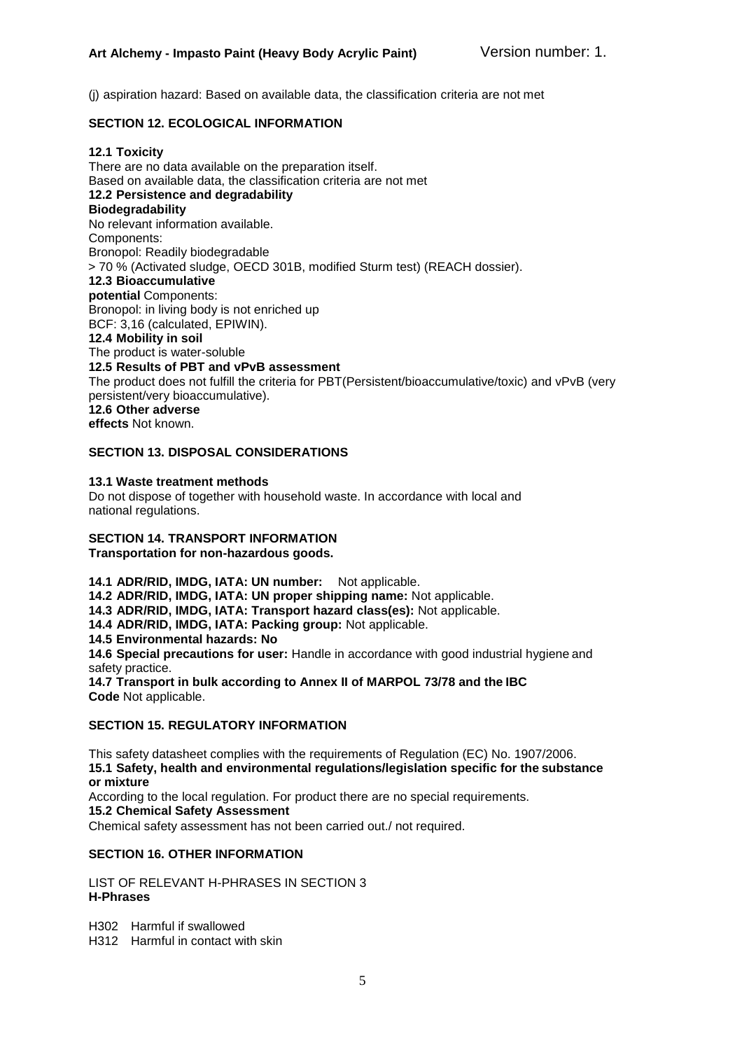(j) aspiration hazard: Based on available data, the classification criteria are not met

## SECTION 12. ECOLOGICAL INFORMATION

**12.1 Toxicity**
There are no data available on the preparation itself.
Based on available data, the classification criteria are not met
**12.2 Persistence and degradability**
**Biodegradability**
No relevant information available.
Components:
Bronopol: Readily biodegradable
> 70 % (Activated sludge, OECD 301B, modified Sturm test) (REACH dossier).
**12.3 Bioaccumulative potential** Components:
Bronopol: in living body is not enriched up
BCF: 3,16 (calculated, EPIWIN).
**12.4 Mobility in soil**
The product is water-soluble
**12.5 Results of PBT and vPvB assessment**
The product does not fulfill the criteria for PBT(Persistent/bioaccumulative/toxic) and vPvB (very persistent/very bioaccumulative).
**12.6 Other adverse effects** Not known.

## SECTION 13. DISPOSAL CONSIDERATIONS

**13.1 Waste treatment methods**
Do not dispose of together with household waste. In accordance with local and national regulations.

## SECTION 14. TRANSPORT INFORMATION

**Transportation for non-hazardous goods.**

**14.1 ADR/RID, IMDG, IATA: UN number:** Not applicable.
**14.2 ADR/RID, IMDG, IATA: UN proper shipping name:** Not applicable.
**14.3 ADR/RID, IMDG, IATA: Transport hazard class(es):** Not applicable.
**14.4 ADR/RID, IMDG, IATA: Packing group:** Not applicable.
**14.5 Environmental hazards: No**
**14.6 Special precautions for user:** Handle in accordance with good industrial hygiene and safety practice.
**14.7 Transport in bulk according to Annex II of MARPOL 73/78 and the IBC Code** Not applicable.

## SECTION 15. REGULATORY INFORMATION

This safety datasheet complies with the requirements of Regulation (EC) No. 1907/2006.
**15.1 Safety, health and environmental regulations/legislation specific for the substance or mixture**
According to the local regulation. For product there are no special requirements.
**15.2 Chemical Safety Assessment**
Chemical safety assessment has not been carried out./ not required.

## SECTION 16. OTHER INFORMATION

LIST OF RELEVANT H-PHRASES IN SECTION 3
**H-Phrases**

H302 Harmful if swallowed
H312 Harmful in contact with skin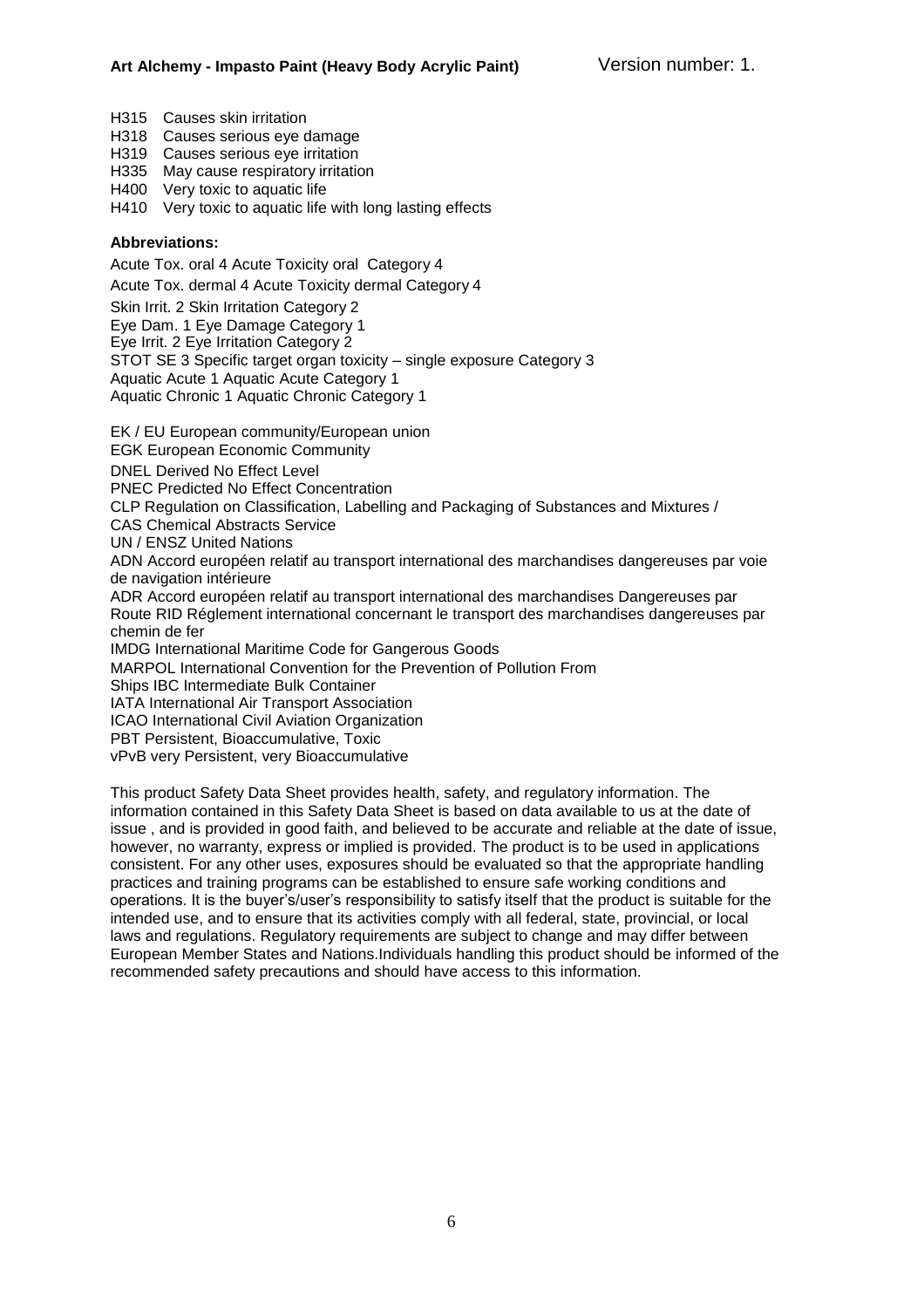H315 Causes skin irritation
H318 Causes serious eye damage
H319 Causes serious eye irritation
H335 May cause respiratory irritation
H400 Very toxic to aquatic life
H410 Very toxic to aquatic life with long lasting effects

**Abbreviations:**

Acute Tox. oral 4 Acute Toxicity oral Category 4

Acute Tox. dermal 4 Acute Toxicity dermal Category 4

Skin Irrit. 2 Skin Irritation Category 2
Eye Dam. 1 Eye Damage Category 1
Eye Irrit. 2 Eye Irritation Category 2
STOT SE 3 Specific target organ toxicity – single exposure Category 3
Aquatic Acute 1 Aquatic Acute Category 1
Aquatic Chronic 1 Aquatic Chronic Category 1

EK / EU European community/European union
EGK European Economic Community
DNEL Derived No Effect Level
PNEC Predicted No Effect Concentration
CLP Regulation on Classification, Labelling and Packaging of Substances and Mixtures /
CAS Chemical Abstracts Service
UN / ENSZ United Nations
ADN Accord européen relatif au transport international des marchandises dangereuses par voie de navigation intérieure
ADR Accord européen relatif au transport international des marchandises Dangereuses par Route RID Réglement international concernant le transport des marchandises dangereuses par chemin de fer
IMDG International Maritime Code for Gangerous Goods
MARPOL International Convention for the Prevention of Pollution From Ships IBC Intermediate Bulk Container
IATA International Air Transport Association
ICAO International Civil Aviation Organization
PBT Persistent, Bioaccumulative, Toxic
vPvB very Persistent, very Bioaccumulative

This product Safety Data Sheet provides health, safety, and regulatory information. The information contained in this Safety Data Sheet is based on data available to us at the date of issue , and is provided in good faith, and believed to be accurate and reliable at the date of issue, however, no warranty, express or implied is provided. The product is to be used in applications consistent. For any other uses, exposures should be evaluated so that the appropriate handling practices and training programs can be established to ensure safe working conditions and operations. It is the buyer's/user's responsibility to satisfy itself that the product is suitable for the intended use, and to ensure that its activities comply with all federal, state, provincial, or local laws and regulations. Regulatory requirements are subject to change and may differ between European Member States and Nations.Individuals handling this product should be informed of the recommended safety precautions and should have access to this information.